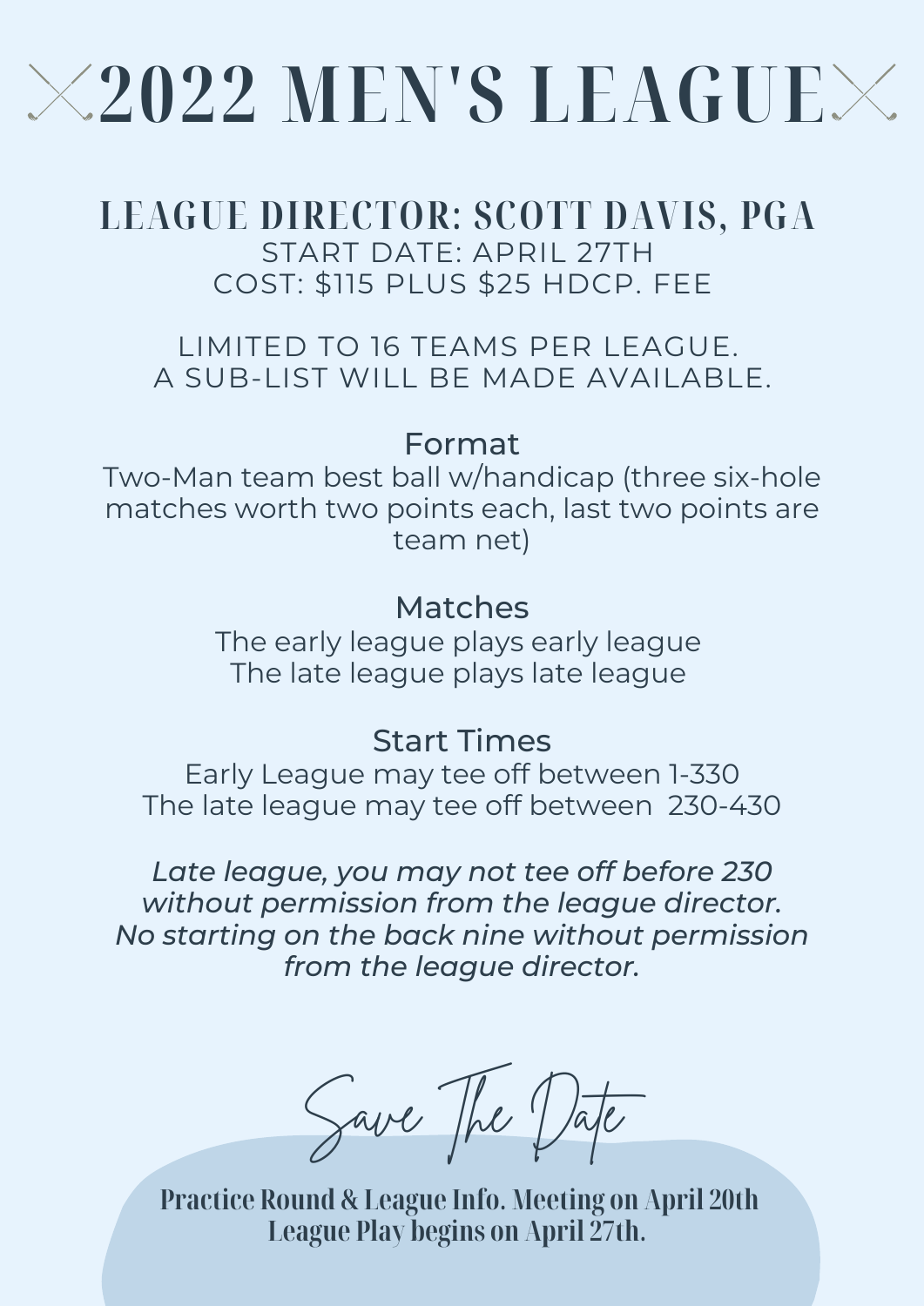# 2022 MEN'S LEAGUE

## LEAGUE DIRECTOR: SCOTT DAVIS, PGA

START DATE: APRIL 27TH
COST: $115 PLUS $25 HDCP. FEE

LIMITED TO 16 TEAMS PER LEAGUE.
A SUB-LIST WILL BE MADE AVAILABLE.

### Format

Two-Man team best ball w/handicap (three six-hole matches worth two points each, last two points are team net)

### Matches

The early league plays early league
The late league plays late league

### Start Times

Early League may tee off between 1-330
The late league may tee off between 230-430

*Late league, you may not tee off before 230 without permission from the league director. No starting on the back nine without permission from the league director.*

*Save The Date*

**Practice Round & League Info. Meeting on April 20th**
**League Play begins on April 27th.**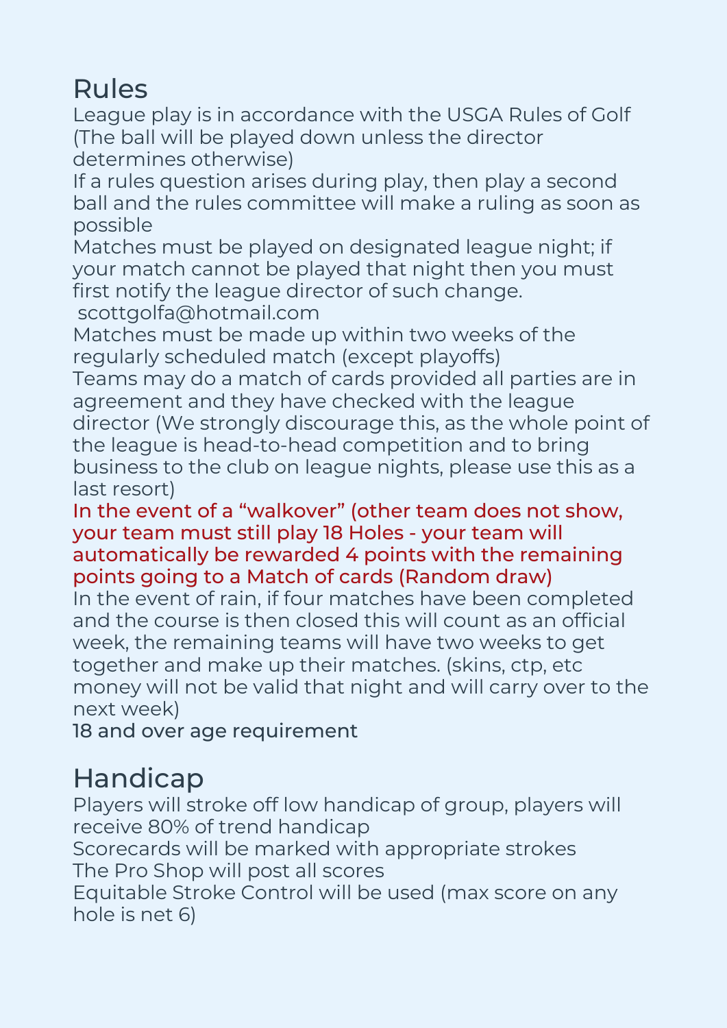# Rules

League play is in accordance with the USGA Rules of Golf (The ball will be played down unless the director determines otherwise)

If a rules question arises during play, then play a second ball and the rules committee will make a ruling as soon as possible

Matches must be played on designated league night; if your match cannot be played that night then you must first notify the league director of such change.
scottgolfa@hotmail.com

Matches must be made up within two weeks of the regularly scheduled match (except playoffs)

Teams may do a match of cards provided all parties are in agreement and they have checked with the league director (We strongly discourage this, as the whole point of the league is head-to-head competition and to bring business to the club on league nights, please use this as a last resort)

In the event of a “walkover” (other team does not show, your team must still play 18 Holes - your team will automatically be rewarded 4 points with the remaining points going to a Match of cards (Random draw)

In the event of rain, if four matches have been completed and the course is then closed this will count as an official week, the remaining teams will have two weeks to get together and make up their matches. (skins, ctp, etc money will not be valid that night and will carry over to the next week)

18 and over age requirement

# Handicap

Players will stroke off low handicap of group, players will receive 80% of trend handicap

Scorecards will be marked with appropriate strokes

The Pro Shop will post all scores

Equitable Stroke Control will be used (max score on any hole is net 6)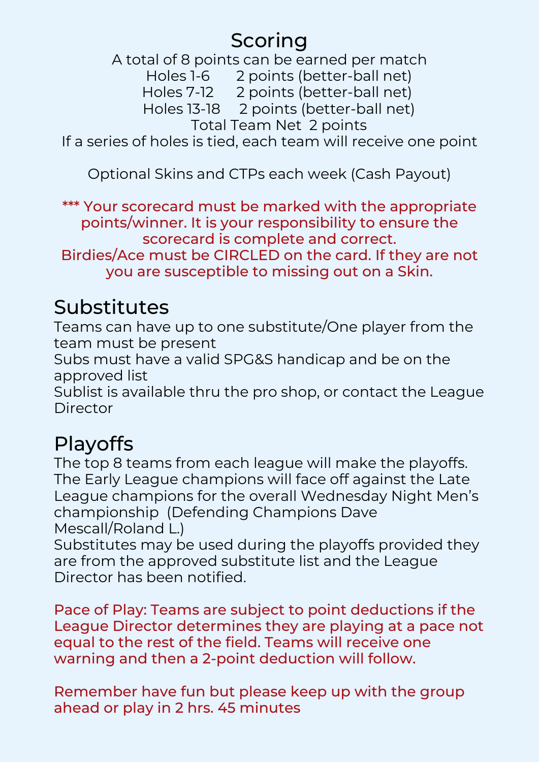## Scoring

A total of 8 points can be earned per match

| | |
|---|---|
| Holes 1-6 | 2 points (better-ball net) |
| Holes 7-12 | 2 points (better-ball net) |
| Holes 13-18 | 2 points (better-ball net) |
| Total Team Net | 2 points |

If a series of holes is tied, each team will receive one point

Optional Skins and CTPs each week (Cash Payout)

*** Your scorecard must be marked with the appropriate points/winner. It is your responsibility to ensure the scorecard is complete and correct.
Birdies/Ace must be CIRCLED on the card. If they are not you are susceptible to missing out on a Skin.

## Substitutes

Teams can have up to one substitute/One player from the team must be present

Subs must have a valid SPG&S handicap and be on the approved list

Sublist is available thru the pro shop, or contact the League Director

## Playoffs

The top 8 teams from each league will make the playoffs.
The Early League champions will face off against the Late League champions for the overall Wednesday Night Men's championship (Defending Champions Dave Mescall/Roland L.)

Substitutes may be used during the playoffs provided they are from the approved substitute list and the League Director has been notified.

Pace of Play: Teams are subject to point deductions if the League Director determines they are playing at a pace not equal to the rest of the field. Teams will receive one warning and then a 2-point deduction will follow.

Remember have fun but please keep up with the group ahead or play in 2 hrs. 45 minutes